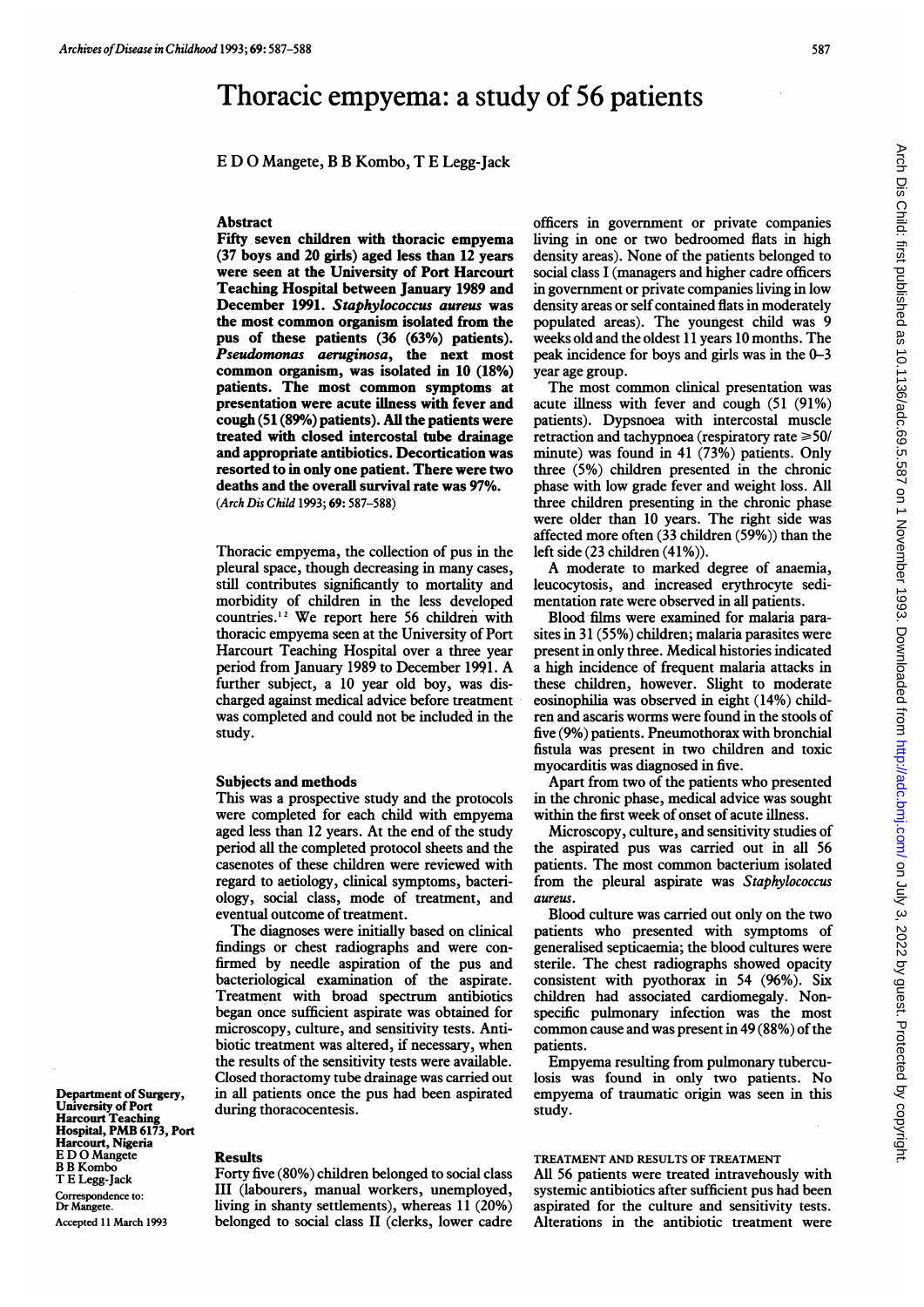# Thoracic empyema: a study of 56 patients

E D O Mangete, B B Kombo, T E Legg-Jack

## Abstract

**Fifty seven children with thoracic empyema (37 boys and 20 girls) aged less than 12 years were seen at the University of Port Harcourt Teaching Hospital between January 1989 and December 1991. *Staphylococcus aureus* was the most common organism isolated from the pus of these patients (36 (63%) patients). *Pseudomonas aeruginosa*, the next most common organism, was isolated in 10 (18%) patients. The most common symptoms at presentation were acute illness with fever and cough (51 (89%) patients). All the patients were treated with closed intercostal tube drainage and appropriate antibiotics. Decortication was resorted to in only one patient. There were two deaths and the overall survival rate was 97%.**

(*Arch Dis Child* 1993; 69: 587–588)

Thoracic empyema, the collection of pus in the pleural space, though decreasing in many cases, still contributes significantly to mortality and morbidity of children in the less developed countries.[1,2] We report here 56 children with thoracic empyema seen at the University of Port Harcourt Teaching Hospital over a three year period from January 1989 to December 1991. A further subject, a 10 year old boy, was discharged against medical advice before treatment was completed and could not be included in the study.

## Subjects and methods

This was a prospective study and the protocols were completed for each child with empyema aged less than 12 years. At the end of the study period all the completed protocol sheets and the casenotes of these children were reviewed with regard to aetiology, clinical symptoms, bacteriology, social class, mode of treatment, and eventual outcome of treatment.

The diagnoses were initially based on clinical findings or chest radiographs and were confirmed by needle aspiration of the pus and bacteriological examination of the aspirate. Treatment with broad spectrum antibiotics began once sufficient aspirate was obtained for microscopy, culture, and sensitivity tests. Antibiotic treatment was altered, if necessary, when the results of the sensitivity tests were available. Closed thoractomy tube drainage was carried out in all patients once the pus had been aspirated during thoracocentesis.

## Results

Forty five (80%) children belonged to social class III (labourers, manual workers, unemployed, living in shanty settlements), whereas 11 (20%) belonged to social class II (clerks, lower cadre officers in government or private companies living in one or two bedroomed flats in high density areas). None of the patients belonged to social class I (managers and higher cadre officers in government or private companies living in low density areas or self contained flats in moderately populated areas). The youngest child was 9 weeks old and the oldest 11 years 10 months. The peak incidence for boys and girls was in the 0–3 year age group.

The most common clinical presentation was acute illness with fever and cough (51 (91%) patients). Dypsnoea with intercostal muscle retraction and tachypnoea (respiratory rate ≥50/minute) was found in 41 (73%) patients. Only three (5%) children presented in the chronic phase with low grade fever and weight loss. All three children presenting in the chronic phase were older than 10 years. The right side was affected more often (33 children (59%)) than the left side (23 children (41%)).

A moderate to marked degree of anaemia, leucocytosis, and increased erythrocyte sedimentation rate were observed in all patients.

Blood films were examined for malaria parasites in 31 (55%) children; malaria parasites were present in only three. Medical histories indicated a high incidence of frequent malaria attacks in these children, however. Slight to moderate eosinophilia was observed in eight (14%) children and ascaris worms were found in the stools of five (9%) patients. Pneumothorax with bronchial fistula was present in two children and toxic myocarditis was diagnosed in five.

Apart from two of the patients who presented in the chronic phase, medical advice was sought within the first week of onset of acute illness.

Microscopy, culture, and sensitivity studies of the aspirated pus was carried out in all 56 patients. The most common bacterium isolated from the pleural aspirate was *Staphylococcus aureus*.

Blood culture was carried out only on the two patients who presented with symptoms of generalised septicaemia; the blood cultures were sterile. The chest radiographs showed opacity consistent with pyothorax in 54 (96%). Six children had associated cardiomegaly. Non-specific pulmonary infection was the most common cause and was present in 49 (88%) of the patients.

Empyema resulting from pulmonary tuberculosis was found in only two patients. No empyema of traumatic origin was seen in this study.

### TREATMENT AND RESULTS OF TREATMENT

All 56 patients were treated intravenously with systemic antibiotics after sufficient pus had been aspirated for the culture and sensitivity tests. Alterations in the antibiotic treatment were

Department of Surgery, University of Port Harcourt Teaching Hospital, PMB 6173, Port Harcourt, Nigeria
E D O Mangete
B B Kombo
T E Legg-Jack

Correspondence to: Dr Mangete.

Accepted 11 March 1993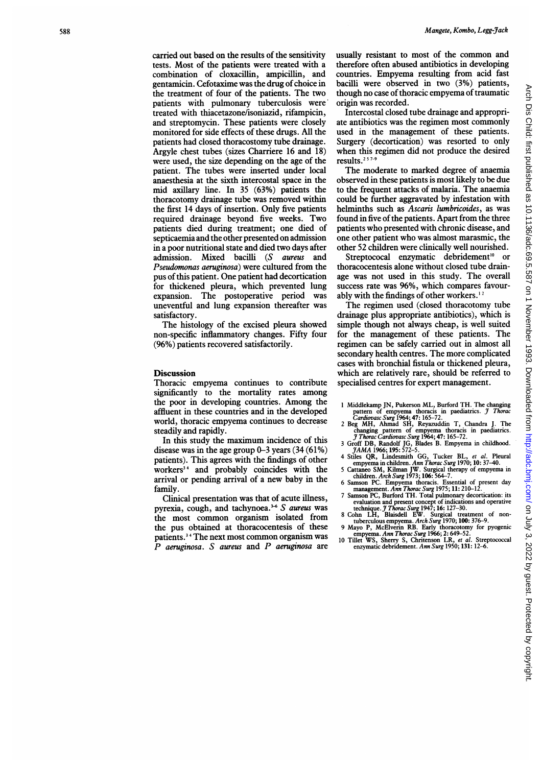carried out based on the results of the sensitivity tests. Most of the patients were treated with a combination of cloxacillin, ampicillin, and gentamicin. Cefotaxime was the drug of choice in the treatment of four of the patients. The two patients with pulmonary tuberculosis were treated with thiacetazone/isoniazid, rifampicin, and streptomycin. These patients were closely monitored for side effects of these drugs. All the patients had closed thoracostomy tube drainage. Argyle chest tubes (sizes Charriere 16 and 18) were used, the size depending on the age of the patient. The tubes were inserted under local anaesthesia at the sixth intercostal space in the mid axillary line. In 35 (63%) patients the thoracotomy drainage tube was removed within the first 14 days of insertion. Only five patients required drainage beyond five weeks. Two patients died during treatment; one died of septicaemia and the other presented on admission in a poor nutritional state and died two days after admission. Mixed bacilli (*S aureus* and *Pseudomonas aeruginosa*) were cultured from the pus of this patient. One patient had decortication for thickened pleura, which prevented lung expansion. The postoperative period was uneventful and lung expansion thereafter was satisfactory.

The histology of the excised pleura showed non-specific inflammatory changes. Fifty four (96%) patients recovered satisfactorily.

## Discussion

Thoracic empyema continues to contribute significantly to the mortality rates among the poor in developing countries. Among the affluent in these countries and in the developed world, thoracic empyema continues to decrease steadily and rapidly.

In this study the maximum incidence of this disease was in the age group 0–3 years (34 (61%) patients). This agrees with the findings of other workers[3 4] and probably coincides with the arrival or pending arrival of a new baby in the family.

Clinical presentation was that of acute illness, pyrexia, cough, and tachynoea.[3-6] *S aureus* was the most common organism isolated from the pus obtained at thoracocentesis of these patients.[3 4] The next most common organism was *P aeruginosa*. *S aureus* and *P aeruginosa* are usually resistant to most of the common and therefore often abused antibiotics in developing countries. Empyema resulting from acid fast bacilli were observed in two (3%) patients, though no case of thoracic empyema of traumatic origin was recorded.

Intercostal closed tube drainage and appropriate antibiotics was the regimen most commonly used in the management of these patients. Surgery (decortication) was resorted to only when this regimen did not produce the desired results.[2 5 7-9]

The moderate to marked degree of anaemia observed in these patients is most likely to be due to the frequent attacks of malaria. The anaemia could be further aggravated by infestation with helminths such as *Ascaris lumbricoides*, as was found in five of the patients. Apart from the three patients who presented with chronic disease, and one other patient who was almost marasmic, the other 52 children were clinically well nourished.

Streptococal enzymatic debridement[10] or thoracocentesis alone without closed tube drainage was not used in this study. The overall success rate was 96%, which compares favourably with the findings of other workers.[1 2]

The regimen used (closed thoracotomy tube drainage plus appropriate antibiotics), which is simple though not always cheap, is well suited for the management of these patients. The regimen can be safely carried out in almost all secondary health centres. The more complicated cases with bronchial fistula or thickened pleura, which are relatively rare, should be referred to specialised centres for expert management.

1 Middlekamp JN, Pukerson ML, Burford TH. The changing pattern of empyema thoracis in paediatrics. *J Thorac Cardiovasc Surg* 1964; **47**: 165–72.
2 Beg MH, Ahmad SH, Reyazuddin T, Chandra J. The changing pattern of empyema thoracis in paediatrics. *J Thorac Cardiovasc Surg* 1964; **47**: 165–72.
3 Groff DB, Randolf JG, Blades B. Empyema in childhood. *JAMA* 1966; **195**: 572–5.
4 Stiles QR, Lindesmith GG, Tucker BL, *et al*. Pleural empyema in children. *Ann Thorac Surg* 1970; **10**: 37–40.
5 Cattaneo SM, Kilman JW. Surgical therapy of empyema in children. *Arch Surg* 1973; **106**: 564–7.
6 Samson PC. Empyema thoracis. Essential of present day management. *Ann Thorac Surg* 1975; **11**: 210–12.
7 Samson PC, Burford TH. Total pulmonary decortication: its evaluation and present concept of indications and operative technique. *J Thorac Surg* 1947; **16**: 127–30.
8 Cohn LH, Blaisdell EW. Surgical treatment of non-tuberculous empyema. *Arch Surg* 1970; **100**: 376–9.
9 Mayo P, McElverin RB. Early thoracotomy for pyogenic empyema. *Ann Thorac Surg* 1966; **2**: 649–52.
10 Tillet WS, Sherry S, Chritenson LR, *et al*. Streptococcal enzymatic debridement. *Ann Surg* 1950; **131**: 12–6.